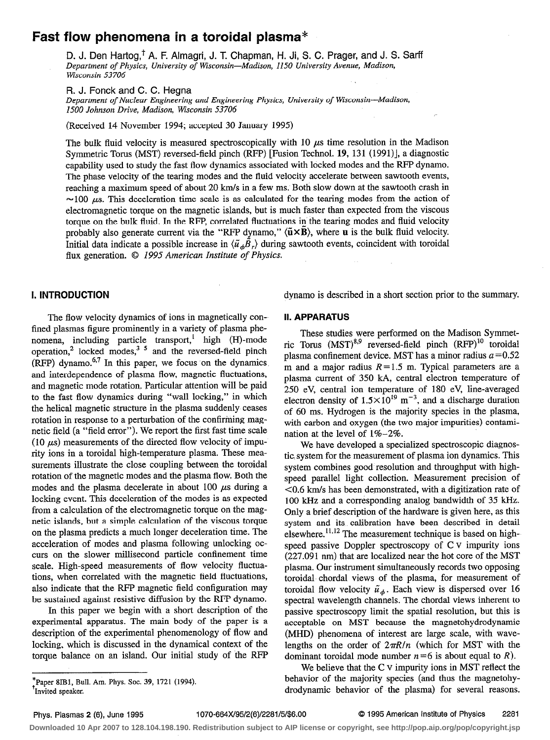# Fast flow phenomena in a toroidal plasma*

D. J. Den Hartog,† A. F. Almagri, J. T. Chapman, H. Ji, S. C. Prager, and J. S. Sarff
*Department of Physics, University of Wisconsin—Madison, 1150 University Avenue, Madison, Wisconsin 53706*

R. J. Fonck and C. C. Hegna
*Department of Nuclear Engineering and Engineering Physics, University of Wisconsin—Madison, 1500 Johnson Drive, Madison, Wisconsin 53706*

(Received 14 November 1994; accepted 30 January 1995)

The bulk fluid velocity is measured spectroscopically with 10 $\mu$s time resolution in the Madison Symmetric Torus (MST) reversed-field pinch (RFP) [Fusion Technol. **19**, 131 (1991)], a diagnostic capability used to study the fast flow dynamics associated with locked modes and the RFP dynamo. The phase velocity of the tearing modes and the fluid velocity accelerate between sawtooth events, reaching a maximum speed of about 20 km/s in a few ms. Both slow down at the sawtooth crash in $\sim$100 $\mu$s. This deceleration time scale is as calculated for the tearing modes from the action of electromagnetic torque on the magnetic islands, but is much faster than expected from the viscous torque on the bulk fluid. In the RFP, correlated fluctuations in the tearing modes and fluid velocity probably also generate current via the "RFP dynamo," $\langle \tilde{\mathbf{u}} \times \tilde{\mathbf{B}} \rangle$, where $\mathbf{u}$ is the bulk fluid velocity. Initial data indicate a possible increase in $\langle \tilde{u}_\phi \tilde{B}_r \rangle$ during sawtooth events, coincident with toroidal flux generation. © *1995 American Institute of Physics.*

## I. INTRODUCTION

The flow velocity dynamics of ions in magnetically confined plasmas figure prominently in a variety of plasma phenomena, including particle transport,[1] high (H)-mode operation,[2] locked modes,[3-5] and the reversed-field pinch (RFP) dynamo.[6,7] In this paper, we focus on the dynamics and interdependence of plasma flow, magnetic fluctuations, and magnetic mode rotation. Particular attention will be paid to the fast flow dynamics during "wall locking," in which the helical magnetic structure in the plasma suddenly ceases rotation in response to a perturbation of the confining magnetic field (a "field error"). We report the first fast time scale (10 $\mu$s) measurements of the directed flow velocity of impurity ions in a toroidal high-temperature plasma. These measurements illustrate the close coupling between the toroidal rotation of the magnetic modes and the plasma flow. Both the modes and the plasma decelerate in about 100 $\mu$s during a locking event. This deceleration of the modes is as expected from a calculation of the electromagnetic torque on the magnetic islands, but a simple calculation of the viscous torque on the plasma predicts a much longer deceleration time. The acceleration of modes and plasma following unlocking occurs on the slower millisecond particle confinement time scale. High-speed measurements of flow velocity fluctuations, when correlated with the magnetic field fluctuations, also indicate that the RFP magnetic field configuration may be sustained against resistive diffusion by the RFP dynamo.

In this paper we begin with a short description of the experimental apparatus. The main body of the paper is a description of the experimental phenomenology of flow and locking, which is discussed in the dynamical context of the torque balance on an island. Our initial study of the RFP dynamo is described in a short section prior to the summary.

## II. APPARATUS

These studies were performed on the Madison Symmetric Torus (MST)[8,9] reversed-field pinch (RFP)[10] toroidal plasma confinement device. MST has a minor radius $a=0.52$ m and a major radius $R=1.5$ m. Typical parameters are a plasma current of 350 kA, central electron temperature of 250 eV, central ion temperature of 180 eV, line-averaged electron density of $1.5\times10^{19}$ m$^{-3}$, and a discharge duration of 60 ms. Hydrogen is the majority species in the plasma, with carbon and oxygen (the two major impurities) contamination at the level of 1%–2%.

We have developed a specialized spectroscopic diagnostic system for the measurement of plasma ion dynamics. This system combines good resolution and throughput with high-speed parallel light collection. Measurement precision of $<$0.6 km/s has been demonstrated, with a digitization rate of 100 kHz and a corresponding analog bandwidth of 35 kHz. Only a brief description of the hardware is given here, as this system and its calibration have been described in detail elsewhere.[11,12] The measurement technique is based on high-speed passive Doppler spectroscopy of C V impurity ions (227.091 nm) that are localized near the hot core of the MST plasma. Our instrument simultaneously records two opposing toroidal chordal views of the plasma, for measurement of toroidal flow velocity $\tilde{u}_\phi$. Each view is dispersed over 16 spectral wavelength channels. The chordal views inherent to passive spectroscopy limit the spatial resolution, but this is acceptable on MST because the magnetohydrodynamic (MHD) phenomena of interest are large scale, with wavelengths on the order of $2\pi R/n$ (which for MST with the dominant toroidal mode number $n=6$ is about equal to $R$).

We believe that the C V impurity ions in MST reflect the behavior of the majority species (and thus the magnetohydrodynamic behavior of the plasma) for several reasons.

*Paper 8IB1, Bull. Am. Phys. Soc. **39**, 1721 (1994).
†Invited speaker.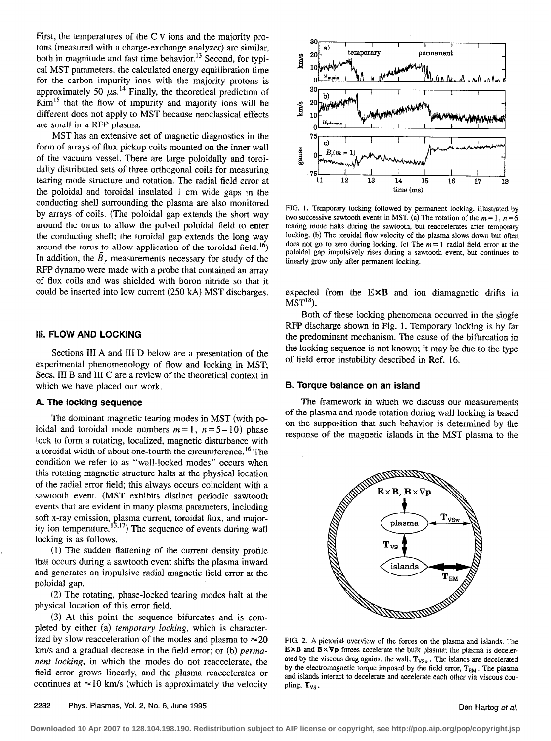First, the temperatures of the C V ions and the majority protons (measured with a charge-exchange analyzer) are similar, both in magnitude and fast time behavior.[13] Second, for typical MST parameters, the calculated energy equilibration time for the carbon impurity ions with the majority protons is approximately 50 $\mu$s.[14] Finally, the theoretical prediction of Kim[15] that the flow of impurity and majority ions will be different does not apply to MST because neoclassical effects are small in a RFP plasma.

MST has an extensive set of magnetic diagnostics in the form of arrays of flux pickup coils mounted on the inner wall of the vacuum vessel. There are large poloidally and toroidally distributed sets of three orthogonal coils for measuring tearing mode structure and rotation. The radial field error at the poloidal and toroidal insulated 1 cm wide gaps in the conducting shell surrounding the plasma are also monitored by arrays of coils. (The poloidal gap extends the short way around the torus to allow the pulsed poloidal field to enter the conducting shell; the toroidal gap extends the long way around the torus to allow application of the toroidal field.[16]) In addition, the $\tilde{B}_r$ measurements necessary for study of the RFP dynamo were made with a probe that contained an array of flux coils and was shielded with boron nitride so that it could be inserted into low current (250 kA) MST discharges.

## III. FLOW AND LOCKING

Sections III A and III D below are a presentation of the experimental phenomenology of flow and locking in MST; Secs. III B and III C are a review of the theoretical context in which we have placed our work.

### A. The locking sequence

The dominant magnetic tearing modes in MST (with poloidal and toroidal mode numbers $m=1$, $n=5-10$) phase lock to form a rotating, localized, magnetic disturbance with a toroidal width of about one-fourth the circumference.[16] The condition we refer to as "wall-locked modes" occurs when this rotating magnetic structure halts at the physical location of the radial error field; this always occurs coincident with a sawtooth event. (MST exhibits distinct periodic sawtooth events that are evident in many plasma parameters, including soft x-ray emission, plasma current, toroidal flux, and majority ion temperature.[13,17]) The sequence of events during wall locking is as follows.

(1) The sudden flattening of the current density profile that occurs during a sawtooth event shifts the plasma inward and generates an impulsive radial magnetic field error at the poloidal gap.

(2) The rotating, phase-locked tearing modes halt at the physical location of this error field.

(3) At this point the sequence bifurcates and is completed by either (a) *temporary locking*, which is characterized by slow reacceleration of the modes and plasma to $\approx$20 km/s and a gradual decrease in the field error; or (b) *permanent locking*, in which the modes do not reaccelerate, the field error grows linearly, and the plasma reaccelerates or continues at $\approx$10 km/s (which is approximately the velocity expected from the $\mathbf{E}\times\mathbf{B}$ and ion diamagnetic drifts in MST[18]).

FIG. 1. Temporary locking followed by permanent locking, illustrated by two successive sawtooth events in MST. (a) The rotation of the $m=1$, $n=6$ tearing mode halts during the sawtooth, but reaccelerates after temporary locking. (b) The toroidal flow velocity of the plasma slows down but often does not go to zero during locking. (c) The $m=1$ radial field error at the poloidal gap impulsively rises during a sawtooth event, but continues to linearly grow only after permanent locking.

Both of these locking phenomena occurred in the single RFP discharge shown in Fig. 1. Temporary locking is by far the predominant mechanism. The cause of the bifurcation in the locking sequence is not known; it may be due to the type of field error instability described in Ref. 16.

### B. Torque balance on an island

The framework in which we discuss our measurements of the plasma and mode rotation during wall locking is based on the supposition that such behavior is determined by the response of the magnetic islands in the MST plasma to the

FIG. 2. A pictorial overview of the forces on the plasma and islands. The $\mathbf{E}\times\mathbf{B}$ and $\mathbf{B}\times\nabla\mathbf{p}$ forces accelerate the bulk plasma; the plasma is decelerated by the viscous drag against the wall, $\mathbf{T}_{\mathrm{VSw}}$. The islands are decelerated by the electromagnetic torque imposed by the field error, $\mathbf{T}_{\mathrm{EM}}$. The plasma and islands interact to decelerate and accelerate each other via viscous coupling, $\mathbf{T}_{\mathrm{VS}}$.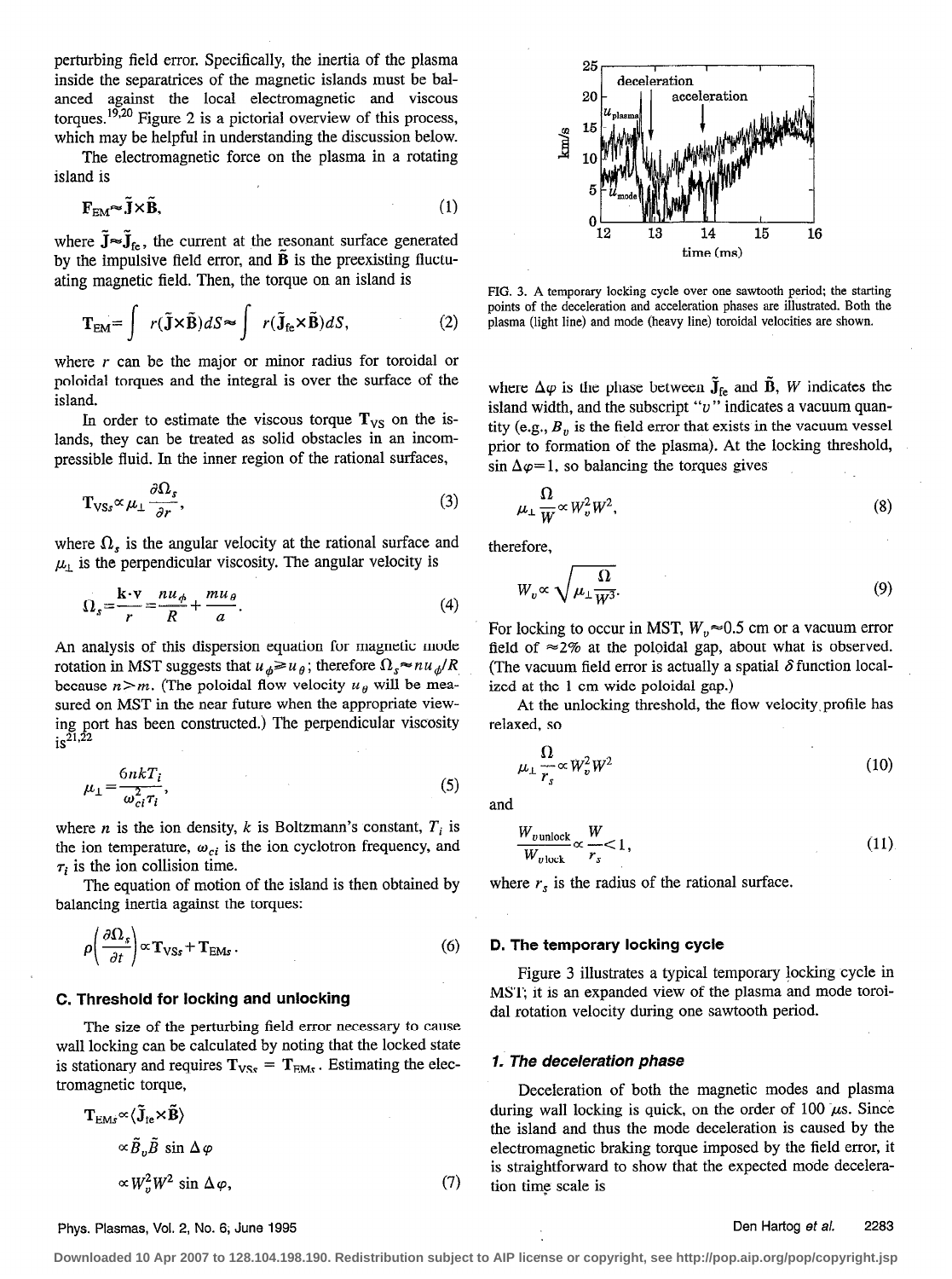perturbing field error. Specifically, the inertia of the plasma inside the separatrices of the magnetic islands must be balanced against the local electromagnetic and viscous torques.[19,20] Figure 2 is a pictorial overview of this process, which may be helpful in understanding the discussion below.

The electromagnetic force on the plasma in a rotating island is

$$\mathbf{F}_{\rm EM} \approx \tilde{\mathbf{J}} \times \tilde{\mathbf{B}}, \tag{1}$$

where $\tilde{\mathbf{J}} \approx \tilde{\mathbf{J}}_{\rm fe}$, the current at the resonant surface generated by the impulsive field error, and $\tilde{\mathbf{B}}$ is the preexisting fluctuating magnetic field. Then, the torque on an island is

$$\mathbf{T}_{\rm EM} = \int r(\tilde{\mathbf{J}} \times \tilde{\mathbf{B}}) dS \approx \int r(\tilde{\mathbf{J}}_{\rm fe} \times \tilde{\mathbf{B}}) dS, \tag{2}$$

where $r$ can be the major or minor radius for toroidal or poloidal torques and the integral is over the surface of the island.

In order to estimate the viscous torque $\mathbf{T}_{\rm VS}$ on the islands, they can be treated as solid obstacles in an incompressible fluid. In the inner region of the rational surfaces,

$$\mathbf{T}_{{\rm VS}s} \propto \mu_\perp \frac{\partial \Omega_s}{\partial r}, \tag{3}$$

where $\Omega_s$ is the angular velocity at the rational surface and $\mu_\perp$ is the perpendicular viscosity. The angular velocity is

$$\Omega_s = \frac{\mathbf{k} \cdot \mathbf{v}}{r} = \frac{n u_\phi}{R} + \frac{m u_\theta}{a}. \tag{4}$$

An analysis of this dispersion equation for magnetic mode rotation in MST suggests that $u_\phi \geqslant u_\theta$; therefore $\Omega_s \approx n u_\phi / R$ because $n \gg m$. (The poloidal flow velocity $u_\theta$ will be measured on MST in the near future when the appropriate viewing port has been constructed.) The perpendicular viscosity is[21,22]

$$\mu_\perp = \frac{6 n k T_i}{\omega_{ci}^2 \tau_i}, \tag{5}$$

where $n$ is the ion density, $k$ is Boltzmann's constant, $T_i$ is the ion temperature, $\omega_{ci}$ is the ion cyclotron frequency, and $\tau_i$ is the ion collision time.

The equation of motion of the island is then obtained by balancing inertia against the torques:

$$\rho \left( \frac{\partial \Omega_s}{\partial t} \right) \propto \mathbf{T}_{{\rm VS}s} + \mathbf{T}_{{\rm EM}s}. \tag{6}$$

### C. Threshold for locking and unlocking

The size of the perturbing field error necessary to cause wall locking can be calculated by noting that the locked state is stationary and requires $\mathbf{T}_{{\rm VS}s} = \mathbf{T}_{{\rm EM}s}$. Estimating the electromagnetic torque,

$$\begin{aligned} \mathbf{T}_{{\rm EM}s} &\propto \langle \tilde{\mathbf{J}}_{\rm fe} \times \tilde{\mathbf{B}} \rangle \\ &\propto \tilde{B}_v \tilde{B} \sin \Delta\varphi \\ &\propto W_v^2 W^2 \sin \Delta\varphi, \end{aligned} \tag{7}$$

where $\Delta\varphi$ is the phase between $\tilde{\mathbf{J}}_{\rm fe}$ and $\tilde{\mathbf{B}}$, $W$ indicates the island width, and the subscript "$v$" indicates a vacuum quantity (e.g., $B_v$ is the field error that exists in the vacuum vessel prior to formation of the plasma). At the locking threshold, $\sin \Delta\varphi = 1$, so balancing the torques gives

$$\mu_\perp \frac{\Omega}{W} \propto W_v^2 W^2, \tag{8}$$

therefore,

$$W_v \propto \sqrt{\mu_\perp \frac{\Omega}{W^3}}. \tag{9}$$

For locking to occur in MST, $W_v \approx 0.5$ cm or a vacuum error field of $\approx 2\%$ at the poloidal gap, about what is observed. (The vacuum field error is actually a spatial $\delta$ function localized at the 1 cm wide poloidal gap.)

At the unlocking threshold, the flow velocity profile has relaxed, so

$$\mu_\perp \frac{\Omega}{r_s} \propto W_v^2 W^2 \tag{10}$$

and

$$\frac{W_{v\,\rm unlock}}{W_{v\,\rm lock}} \propto \frac{W}{r_s} < 1, \tag{11}$$

where $r_s$ is the radius of the rational surface.

FIG. 3. A temporary locking cycle over one sawtooth period; the starting points of the deceleration and acceleration phases are illustrated. Both the plasma (light line) and mode (heavy line) toroidal velocities are shown.

### D. The temporary locking cycle

Figure 3 illustrates a typical temporary locking cycle in MST; it is an expanded view of the plasma and mode toroidal rotation velocity during one sawtooth period.

#### *1. The deceleration phase*

Deceleration of both the magnetic modes and plasma during wall locking is quick, on the order of 100 $\mu$s. Since the island and thus the mode deceleration is caused by the electromagnetic braking torque imposed by the field error, it is straightforward to show that the expected mode deceleration time scale is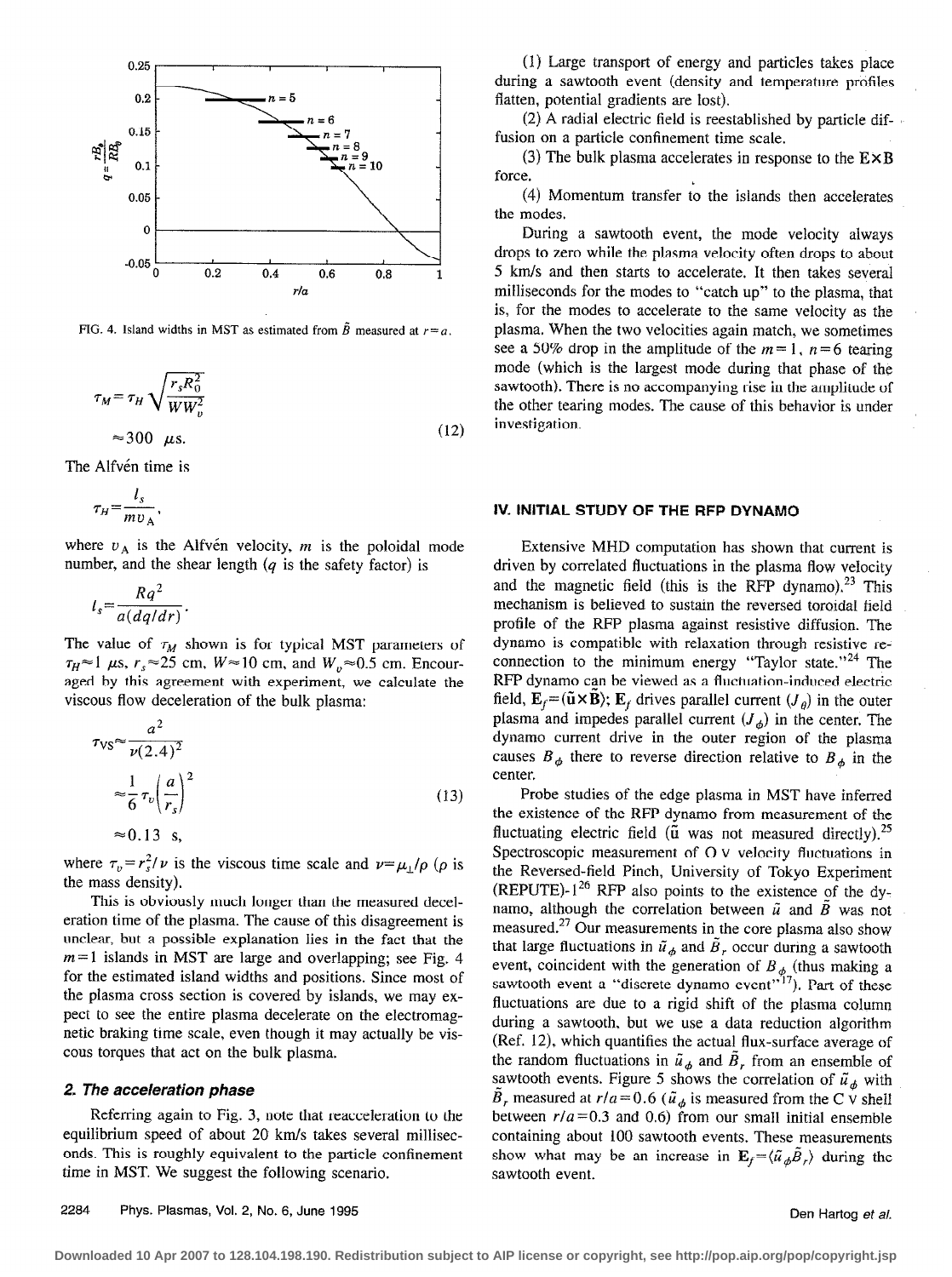FIG. 4. Island widths in MST as estimated from $\tilde{B}$ measured at $r=a$.

$$\tau_M = \tau_H \sqrt{\frac{r_s R_0^2}{W W_v^2}}$$
$$\approx 300 \ \mu\text{s}. \qquad (12)$$

The Alfvén time is

$$\tau_H = \frac{l_s}{m v_A},$$

where $v_A$ is the Alfvén velocity, $m$ is the poloidal mode number, and the shear length ($q$ is the safety factor) is

$$l_s = \frac{Rq^2}{a(dq/dr)}.$$

The value of $\tau_M$ shown is for typical MST parameters of $\tau_H \approx 1 \ \mu$s, $r_s \approx 25$ cm, $W \approx 10$ cm, and $W_v \approx 0.5$ cm. Encouraged by this agreement with experiment, we calculate the viscous flow deceleration of the bulk plasma:

$$\tau_{VS} \approx \frac{a^2}{\nu(2.4)^2}$$
$$\approx \frac{1}{6} \tau_v \left(\frac{a}{r_s}\right)^2 \qquad (13)$$
$$\approx 0.13 \ \text{s},$$

where $\tau_v = r_s^2/\nu$ is the viscous time scale and $\nu = \mu_\perp/\rho$ ($\rho$ is the mass density).

This is obviously much longer than the measured deceleration time of the plasma. The cause of this disagreement is unclear, but a possible explanation lies in the fact that the $m=1$ islands in MST are large and overlapping; see Fig. 4 for the estimated island widths and positions. Since most of the plasma cross section is covered by islands, we may expect to see the entire plasma decelerate on the electromagnetic braking time scale, even though it may actually be viscous torques that act on the bulk plasma.

### 2. The acceleration phase

Referring again to Fig. 3, note that reacceleration to the equilibrium speed of about 20 km/s takes several milliseconds. This is roughly equivalent to the particle confinement time in MST. We suggest the following scenario.

(1) Large transport of energy and particles takes place during a sawtooth event (density and temperature profiles flatten, potential gradients are lost).

(2) A radial electric field is reestablished by particle diffusion on a particle confinement time scale.

(3) The bulk plasma accelerates in response to the $\mathbf{E}\times\mathbf{B}$ force.

(4) Momentum transfer to the islands then accelerates the modes.

During a sawtooth event, the mode velocity always drops to zero while the plasma velocity often drops to about 5 km/s and then starts to accelerate. It then takes several milliseconds for the modes to "catch up" to the plasma, that is, for the modes to accelerate to the same velocity as the plasma. When the two velocities again match, we sometimes see a 50% drop in the amplitude of the $m=1$, $n=6$ tearing mode (which is the largest mode during that phase of the sawtooth). There is no accompanying rise in the amplitude of the other tearing modes. The cause of this behavior is under investigation.

## IV. INITIAL STUDY OF THE RFP DYNAMO

Extensive MHD computation has shown that current is driven by correlated fluctuations in the plasma flow velocity and the magnetic field (this is the RFP dynamo).[23] This mechanism is believed to sustain the reversed toroidal field profile of the RFP plasma against resistive diffusion. The dynamo is compatible with relaxation through resistive reconnection to the minimum energy "Taylor state."[24] The RFP dynamo can be viewed as a fluctuation-induced electric field, $\mathbf{E}_f = \langle \tilde{\mathbf{u}} \times \tilde{\mathbf{B}} \rangle$; $\mathbf{E}_f$ drives parallel current ($J_\theta$) in the outer plasma and impedes parallel current ($J_\phi$) in the center. The dynamo current drive in the outer region of the plasma causes $B_\phi$ there to reverse direction relative to $B_\phi$ in the center.

Probe studies of the edge plasma in MST have inferred the existence of the RFP dynamo from measurement of the fluctuating electric field ($\tilde{u}$ was not measured directly).[25] Spectroscopic measurement of O V velocity fluctuations in the Reversed-field Pinch, University of Tokyo Experiment (REPUTE)-1[26] RFP also points to the existence of the dynamo, although the correlation between $\tilde{u}$ and $\tilde{B}$ was not measured.[27] Our measurements in the core plasma also show that large fluctuations in $\tilde{u}_\phi$ and $\tilde{B}_r$ occur during a sawtooth event, coincident with the generation of $B_\phi$ (thus making a sawtooth event a "discrete dynamo event"[17]). Part of these fluctuations are due to a rigid shift of the plasma column during a sawtooth, but we use a data reduction algorithm (Ref. 12), which quantifies the actual flux-surface average of the random fluctuations in $\tilde{u}_\phi$ and $\tilde{B}_r$ from an ensemble of sawtooth events. Figure 5 shows the correlation of $\tilde{u}_\phi$ with $\tilde{B}_r$ measured at $r/a=0.6$ ($\tilde{u}_\phi$ is measured from the C V shell between $r/a=0.3$ and 0.6) from our small initial ensemble containing about 100 sawtooth events. These measurements show what may be an increase in $\mathbf{E}_f = \langle \tilde{u}_\phi \tilde{B}_r \rangle$ during the sawtooth event.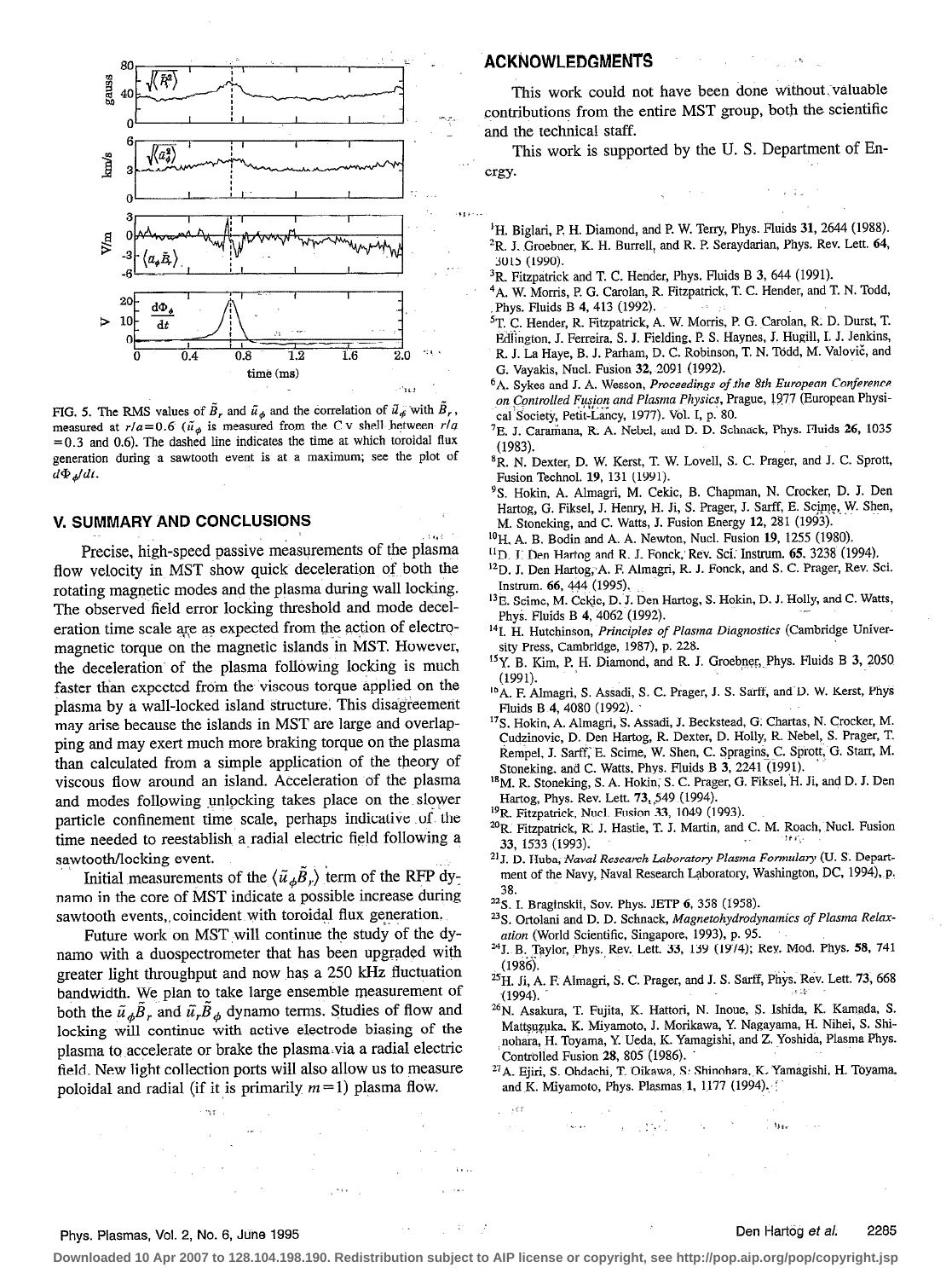80
gauss
40
0
$\sqrt{\langle \tilde{B}_r^2 \rangle}$
6
km/s
3
0
$\sqrt{\langle \tilde{u}_\phi^2 \rangle}$
3
V/m
0
-3
-6
$\langle \tilde{u}_\phi \tilde{B}_r \rangle$
20
V
10
0
$\frac{d\Phi_\phi}{dt}$
0
0.4
0.8
1.2
1.6
2.0
time (ms)

FIG. 5. The RMS values of $\tilde{B}_r$ and $\tilde{u}_\phi$ and the correlation of $\tilde{u}_\phi$ with $\tilde{B}_r$, measured at $r/a=0.6$ ($\tilde{u}_\phi$ is measured from the C V shell between $r/a=0.3$ and 0.6). The dashed line indicates the time at which toroidal flux generation during a sawtooth event is at a maximum; see the plot of $d\Phi_\phi/dt$.

## V. SUMMARY AND CONCLUSIONS

Precise, high-speed passive measurements of the plasma flow velocity in MST show quick deceleration of both the rotating magnetic modes and the plasma during wall locking. The observed field error locking threshold and mode deceleration time scale are as expected from the action of electromagnetic torque on the magnetic islands in MST. However, the deceleration of the plasma following locking is much faster than expected from the viscous torque applied on the plasma by a wall-locked island structure. This disagreement may arise because the islands in MST are large and overlapping and may exert much more braking torque on the plasma than calculated from a simple application of the theory of viscous flow around an island. Acceleration of the plasma and modes following unlocking takes place on the slower particle confinement time scale, perhaps indicative of the time needed to reestablish a radial electric field following a sawtooth/locking event.

Initial measurements of the $\langle \tilde{u}_\phi \tilde{B}_r \rangle$ term of the RFP dynamo in the core of MST indicate a possible increase during sawtooth events, coincident with toroidal flux generation.

Future work on MST will continue the study of the dynamo with a duospectrometer that has been upgraded with greater light throughput and now has a 250 kHz fluctuation bandwidth. We plan to take large ensemble measurement of both the $\tilde{u}_\phi \tilde{B}_r$ and $\tilde{u}_r \tilde{B}_\phi$ dynamo terms. Studies of flow and locking will continue with active electrode biasing of the plasma to accelerate or brake the plasma via a radial electric field. New light collection ports will also allow us to measure poloidal and radial (if it is primarily $m=1$) plasma flow.

## ACKNOWLEDGMENTS

This work could not have been done without valuable contributions from the entire MST group, both the scientific and the technical staff.

This work is supported by the U. S. Department of Energy.

[1] H. Biglari, P. H. Diamond, and P. W. Terry, Phys. Fluids 31, 2644 (1988).
[2] R. J. Groebner, K. H. Burrell, and R. P. Seraydarian, Phys. Rev. Lett. 64, 3015 (1990).
[3] R. Fitzpatrick and T. C. Hender, Phys. Fluids B 3, 644 (1991).
[4] A. W. Morris, P. G. Carolan, R. Fitzpatrick, T. C. Hender, and T. N. Todd, Phys. Fluids B 4, 413 (1992).
[5] T. C. Hender, R. Fitzpatrick, A. W. Morris, P. G. Carolan, R. D. Durst, T. Edlington, J. Ferreira, S. J. Fielding, P. S. Haynes, J. Hugill, I. J. Jenkins, R. J. La Haye, B. J. Parham, D. C. Robinson, T. N. Todd, M. Valovič, and G. Vayakis, Nucl. Fusion 32, 2091 (1992).
[6] A. Sykes and J. A. Wesson, *Proceedings of the 8th European Conference on Controlled Fusion and Plasma Physics*, Prague, 1977 (European Physical Society, Petit-Lancy, 1977). Vol. I, p. 80.
[7] E. J. Caramana, R. A. Nebel, and D. D. Schnack, Phys. Fluids 26, 1035 (1983).
[8] R. N. Dexter, D. W. Kerst, T. W. Lovell, S. C. Prager, and J. C. Sprott, Fusion Technol. 19, 131 (1991).
[9] S. Hokin, A. Almagri, M. Cekic, B. Chapman, N. Crocker, D. J. Den Hartog, G. Fiksel, J. Henry, H. Ji, S. Prager, J. Sarff, E. Scime, W. Shen, M. Stoneking, and C. Watts, J. Fusion Energy 12, 281 (1993).
[10] H. A. B. Bodin and A. A. Newton, Nucl. Fusion 19, 1255 (1980).
[11] D. J. Den Hartog and R. J. Fonck, Rev. Sci. Instrum. 65, 3238 (1994).
[12] D. J. Den Hartog, A. F. Almagri, R. J. Fonck, and S. C. Prager, Rev. Sci. Instrum. 66, 444 (1995).
[13] E. Scime, M. Cekic, D. J. Den Hartog, S. Hokin, D. J. Holly, and C. Watts, Phys. Fluids B 4, 4062 (1992).
[14] I. H. Hutchinson, *Principles of Plasma Diagnostics* (Cambridge University Press, Cambridge, 1987), p. 228.
[15] Y. B. Kim, P. H. Diamond, and R. J. Groebner, Phys. Fluids B 3, 2050 (1991).
[16] A. F. Almagri, S. Assadi, S. C. Prager, J. S. Sarff, and D. W. Kerst, Phys Fluids B 4, 4080 (1992).
[17] S. Hokin, A. Almagri, S. Assadi, J. Beckstead, G. Chartas, N. Crocker, M. Cudzinovic, D. Den Hartog, R. Dexter, D. Holly, R. Nebel, S. Prager, T. Rempel, J. Sarff, E. Scime, W. Shen, C. Spragins, C. Sprott, G. Starr, M. Stoneking, and C. Watts, Phys. Fluids B 3, 2241 (1991).
[18] M. R. Stoneking, S. A. Hokin, S. C. Prager, G. Fiksel, H. Ji, and D. J. Den Hartog, Phys. Rev. Lett. 73, 549 (1994).
[19] R. Fitzpatrick, Nucl. Fusion 33, 1049 (1993).
[20] R. Fitzpatrick, R. J. Hastie, T. J. Martin, and C. M. Roach, Nucl. Fusion 33, 1533 (1993).
[21] J. D. Huba, *Naval Research Laboratory Plasma Formulary* (U. S. Department of the Navy, Naval Research Laboratory, Washington, DC, 1994), p. 38.
[22] S. I. Braginskii, Sov. Phys. JETP 6, 358 (1958).
[23] S. Ortolani and D. D. Schnack, *Magnetohydrodynamics of Plasma Relaxation* (World Scientific, Singapore, 1993), p. 95.
[24] J. B. Taylor, Phys. Rev. Lett. 33, 139 (1974); Rev. Mod. Phys. 58, 741 (1986).
[25] H. Ji, A. F. Almagri, S. C. Prager, and J. S. Sarff, Phys. Rev. Lett. 73, 668 (1994).
[26] N. Asakura, T. Fujita, K. Hattori, N. Inoue, S. Ishida, K. Kamada, S. Mattsuzuka, K. Miyamoto, J. Morikawa, Y. Nagayama, H. Nihei, S. Shinohara, H. Toyama, Y. Ueda, K. Yamagishi, and Z. Yoshida, Plasma Phys. Controlled Fusion 28, 805 (1986).
[27] A. Ejiri, S. Ohdachi, T. Oikawa, S. Shinohara, K. Yamagishi, H. Toyama, and K. Miyamoto, Phys. Plasmas 1, 1177 (1994).

Downloaded 10 Apr 2007 to 128.104.198.190. Redistribution subject to AIP license or copyright, see http://pop.aip.org/pop/copyright.jsp